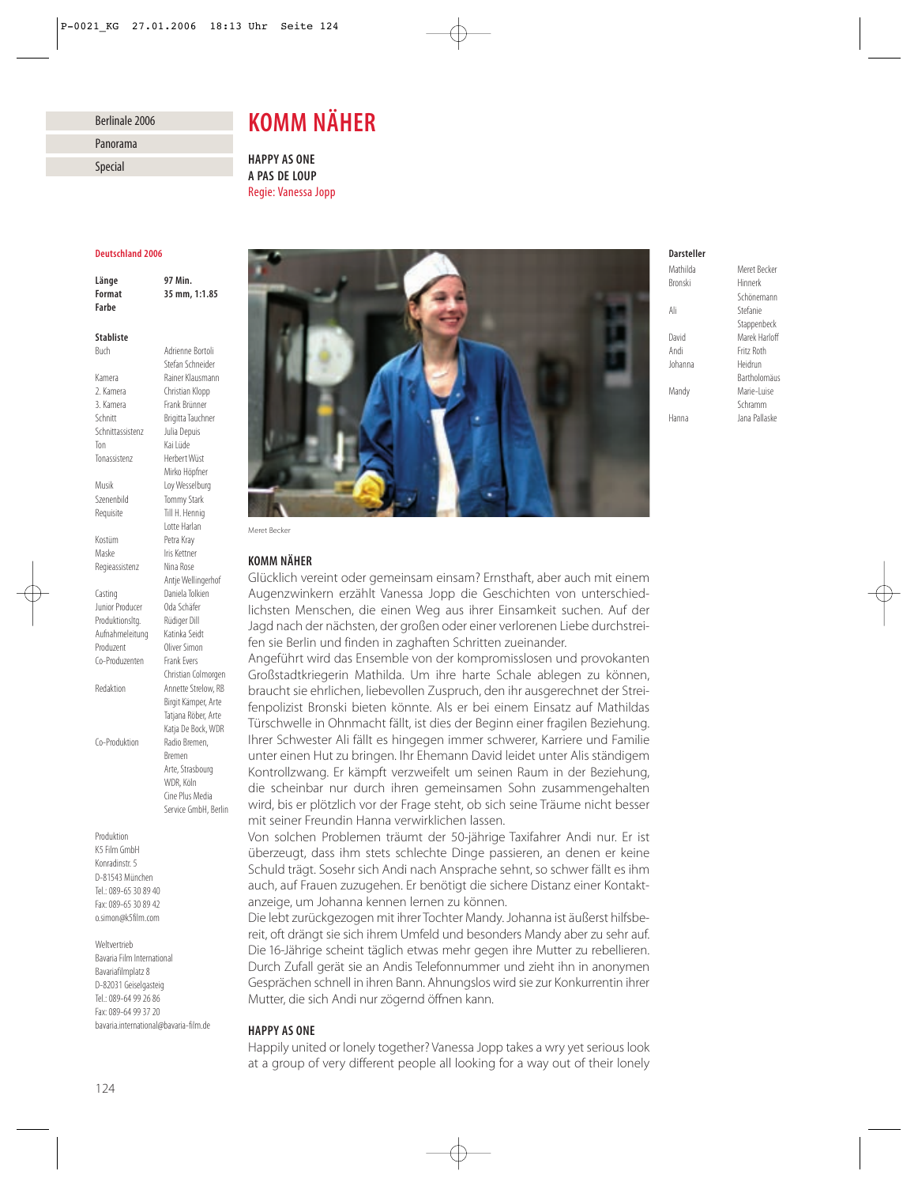Berlinale 2006

Panorama

Special

# KOMM NÄHER

**HAPPY AS ONE**
**A PAS DE LOUP**
Regie: Vanessa Jopp

**Deutschland 2006**

| | |
|---|---|
| **Länge** | **97 Min.** |
| **Format** | **35 mm, 1:1.85** |
| **Farbe** | |

**Stabliste**

| | |
|---|---|
| Buch | Adrienne Bortoli, Stefan Schneider |
| Kamera | Rainer Klausmann |
| 2. Kamera | Christian Klopp |
| 3. Kamera | Frank Brünner |
| Schnitt | Brigitta Tauchner |
| Schnittassistenz | Julia Depuis |
| Ton | Kai Lüde |
| Tonassistenz | Herbert Wüst, Mirko Höpfner |
| Musik | Loy Wesselburg |
| Szenenbild | Tommy Stark |
| Requisite | Till H. Hennig, Lotte Harlan |
| Kostüm | Petra Kray |
| Maske | Iris Kettner |
| Regieassistenz | Nina Rose, Antje Wellingerhof |
| Casting | Daniela Tolkien |
| Junior Producer | Oda Schäfer |
| Produktionsltg. | Rüdiger Dill |
| Aufnahmeleitung | Katinka Seidt |
| Produzent | Oliver Simon |
| Co-Produzenten | Frank Evers, Christian Colmorgen |
| Redaktion | Annette Strelow, RB; Birgit Kämper, Arte; Tatjana Röber, Arte; Katja De Bock, WDR |
| Co-Produktion | Radio Bremen, Bremen; Arte, Strasbourg; WDR, Köln; Cine Plus Media Service GmbH, Berlin |

Produktion
K5 Film GmbH
Konradinstr. 5
D-81543 München
Tel.: 089-65 30 89 40
Fax: 089-65 30 89 42
o.simon@k5film.com

Weltvertrieb
Bavaria Film International
Bavariafilmplatz 8
D-82031 Geiselgasteig
Tel.: 089-64 99 26 86
Fax: 089-64 99 37 20
bavaria.international@bavaria-film.de

**Darsteller**

| | |
|---|---|
| Mathilda | Meret Becker |
| Bronski | Hinnerk Schönemann |
| Ali | Stefanie Stappenbeck |
| David | Marek Harloff |
| Andi | Fritz Roth |
| Johanna | Heidrun Bartholomäus |
| Mandy | Marie-Luise Schramm |
| Hanna | Jana Pallaske |

Meret Becker

## KOMM NÄHER

Glücklich vereint oder gemeinsam einsam? Ernsthaft, aber auch mit einem Augenzwinkern erzählt Vanessa Jopp die Geschichten von unterschiedlichsten Menschen, die einen Weg aus ihrer Einsamkeit suchen. Auf der Jagd nach der nächsten, der großen oder einer verlorenen Liebe durchstreifen sie Berlin und finden in zaghaften Schritten zueinander.

Angeführt wird das Ensemble von der kompromisslosen und provokanten Großstadtkriegerin Mathilda. Um ihre harte Schale ablegen zu können, braucht sie ehrlichen, liebevollen Zuspruch, den ihr ausgerechnet der Streifenpolizist Bronski bieten könnte. Als er bei einem Einsatz auf Mathildas Türschwelle in Ohnmacht fällt, ist dies der Beginn einer fragilen Beziehung. Ihrer Schwester Ali fällt es hingegen immer schwerer, Karriere und Familie unter einen Hut zu bringen. Ihr Ehemann David leidet unter Alis ständigem Kontrollzwang. Er kämpft verzweifelt um seinen Raum in der Beziehung, die scheinbar nur durch ihren gemeinsamen Sohn zusammengehalten wird, bis er plötzlich vor der Frage steht, ob sich seine Träume nicht besser mit seiner Freundin Hanna verwirklichen lassen.

Von solchen Problemen träumt der 50-jährige Taxifahrer Andi nur. Er ist überzeugt, dass ihm stets schlechte Dinge passieren, an denen er keine Schuld trägt. Sosehr sich Andi nach Ansprache sehnt, so schwer fällt es ihm auch, auf Frauen zuzugehen. Er benötigt die sichere Distanz einer Kontaktanzeige, um Johanna kennen lernen zu können.

Die lebt zurückgezogen mit ihrer Tochter Mandy. Johanna ist äußerst hilfsbereit, oft drängt sie sich ihrem Umfeld und besonders Mandy aber zu sehr auf. Die 16-Jährige scheint täglich etwas mehr gegen ihre Mutter zu rebellieren. Durch Zufall gerät sie an Andis Telefonnummer und zieht ihn in anonymen Gesprächen schnell in ihren Bann. Ahnungslos wird sie zur Konkurrentin ihrer Mutter, die sich Andi nur zögernd öffnen kann.

## HAPPY AS ONE

Happily united or lonely together? Vanessa Jopp takes a wry yet serious look at a group of very different people all looking for a way out of their lonely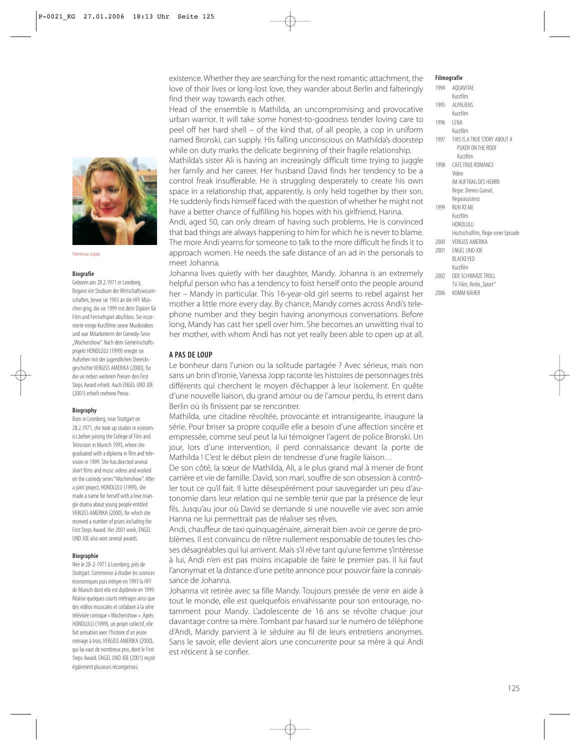existence. Whether they are searching for the next romantic attachment, the love of their lives or long-lost love, they wander about Berlin and falteringly find their way towards each other.

Head of the ensemble is Mathilda, an uncompromising and provocative urban warrior. It will take some honest-to-goodness tender loving care to peel off her hard shell – of the kind that, of all people, a cop in uniform named Bronski, can supply. His falling unconscious on Mathilda's doorstep while on duty marks the delicate beginning of their fragile relationship.

Mathilda's sister Ali is having an increasingly difficult time trying to juggle her family and her career. Her husband David finds her tendency to be a control freak insufferable. He is struggling desperately to create his own space in a relationship that, apparently, is only held together by their son. He suddenly finds himself faced with the question of whether he might not have a better chance of fulfilling his hopes with his girlfriend, Hanna.

Andi, aged 50, can only dream of having such problems. He is convinced that bad things are always happening to him for which he is never to blame. The more Andi yearns for someone to talk to the more difficult he finds it to approach women. He needs the safe distance of an ad in the personals to meet Johanna.

Johanna lives quietly with her daughter, Mandy. Johanna is an extremely helpful person who has a tendency to foist herself onto the people around her – Mandy in particular. This 16-year-old girl seems to rebel against her mother a little more every day. By chance, Mandy comes across Andi's telephone number and they begin having anonymous conversations. Before long, Mandy has cast her spell over him. She becomes an unwitting rival to her mother, with whom Andi has not yet really been able to open up at all.

### A PAS DE LOUP

Le bonheur dans l'union ou la solitude partagée ? Avec sérieux, mais non sans un brin d'ironie, Vanessa Jopp raconte les histoires de personnages très différents qui cherchent le moyen d'échapper à leur isolement. En quête d'une nouvelle liaison, du grand amour ou de l'amour perdu, ils errent dans Berlin où ils finissent par se rencontrer.

Mathilda, une citadine révoltée, provocante et intransigeante, inaugure la série. Pour briser sa propre coquille elle a besoin d'une affection sincère et empressée, comme seul peut la lui témoigner l'agent de police Bronski. Un jour, lors d'une intervention, il perd connaissance devant la porte de Mathilda ! C'est le début plein de tendresse d'une fragile liaison…

De son côté, la sœur de Mathilda, Ali, a le plus grand mal à mener de front carrière et vie de famille. David, son mari, souffre de son obsession à contrôler tout ce qu'il fait. Il lutte désespérément pour sauvegarder un peu d'autonomie dans leur relation qui ne semble tenir que par la présence de leur fils. Jusqu'au jour où David se demande si une nouvelle vie avec son amie Hanna ne lui permettrait pas de réaliser ses rêves.

Andi, chauffeur de taxi quinquagénaire, aimerait bien avoir ce genre de problèmes. Il est convaincu de n'être nullement responsable de toutes les choses désagréables qui lui arrivent. Mais s'il rêve tant qu'une femme s'intéresse à lui, Andi n'en est pas moins incapable de faire le premier pas. Il lui faut l'anonymat et la distance d'une petite annonce pour pouvoir faire la connaissance de Johanna.

Johanna vit retirée avec sa fille Mandy. Toujours pressée de venir en aide à tout le monde, elle est quelquefois envahissante pour son entourage, notamment pour Mandy. L'adolescente de 16 ans se révolte chaque jour davantage contre sa mère. Tombant par hasard sur le numéro de téléphone d'Andi, Mandy parvient à le séduire au fil de leurs entretiens anonymes. Sans le savoir, elle devient alors une concurrente pour sa mère à qui Andi est réticent à se confier.

Vanessa Jopp

**Biografie**

Geboren am 28.2.1971 in Leonberg. Begann ein Studium der Wirtschaftswissenschaften, bevor sie 1993 an die HFF München ging, die sie 1999 mit dem Diplom für Film und Fernsehspiel abschloss. Sie inszenierte einige Kurzfilme sowie Musikvideos und war Mitarbeiterin der Comedy-Serie „Wochenshow". Nach dem Gemeinschaftsprojekt HONOLULU (1999) erregte sie Aufsehen mit der jugendlichen Dreiecksgeschichte VERGISS AMERIKA (2000), für die sie neben weiteren Preisen den First Steps Award erhielt. Auch ENGEL UND JOE (2001) erhielt mehrere Preise.

**Biography**

Born in Leonberg, near Stuttgart on 28.2.1971, she took up studies in economics before joining the College of Film and Television in Munich 1993, where she graduated with a diploma in film and television in 1999. She has directed several short films and music videos and worked on the comedy series "Wochenshow". After a joint project, HONOLULU (1999), she made a name for herself with a love triangle drama about young people entitled VERGISS AMERIKA (2000), for which she received a number of prizes including the First Steps Award. Her 2001 work, ENGEL UND JOE also won several awards.

**Biographie**

Née le 28-2-1971 à Leonberg, près de Stuttgart. Commence à étudier les sciences économiques puis intègre en 1993 la HFF de Munich dont elle est diplômée en 1999. Réalise quelques courts métrages ainsi que des vidéos musicales et collabore à la série télévisée comique « Wochenshow ». Après HONOLULU (1999), un projet collectif, elle fait sensation avec l'histoire d'un jeune ménage à trois, VERGISS AMERIKA (2000), qui lui vaut de nombreux prix, dont le First Steps Award. ENGEL UND JOE (2001) reçoit également plusieurs récompenses.

**Filmografie**

1994 AQUAVITAE
Kurzfilm

1995 ALPALIENS
Kurzfilm

1996 LENA
Kurzfilm

1997 THIS IS A TRUE STORY ABOUT A PUKER ON THE ROOF
Kurzfilm

1998 CAFE TRUE ROMANCE
Video
IM AUFTRAG DES HERRN
Regie: Dennis Gansel, Regieassistenz

1999 RUN TO ME
Kurzfilm
HONOLULU
Hochschulfilm, Regie einer Episode

2000 VERGISS AMERIKA

2001 ENGEL UND JOE
BLACKEYED
Kurzfilm

2002 DER SCHWARZE TROLL
TV-Film, Reihe „Tatort"

2006 KOMM NÄHER